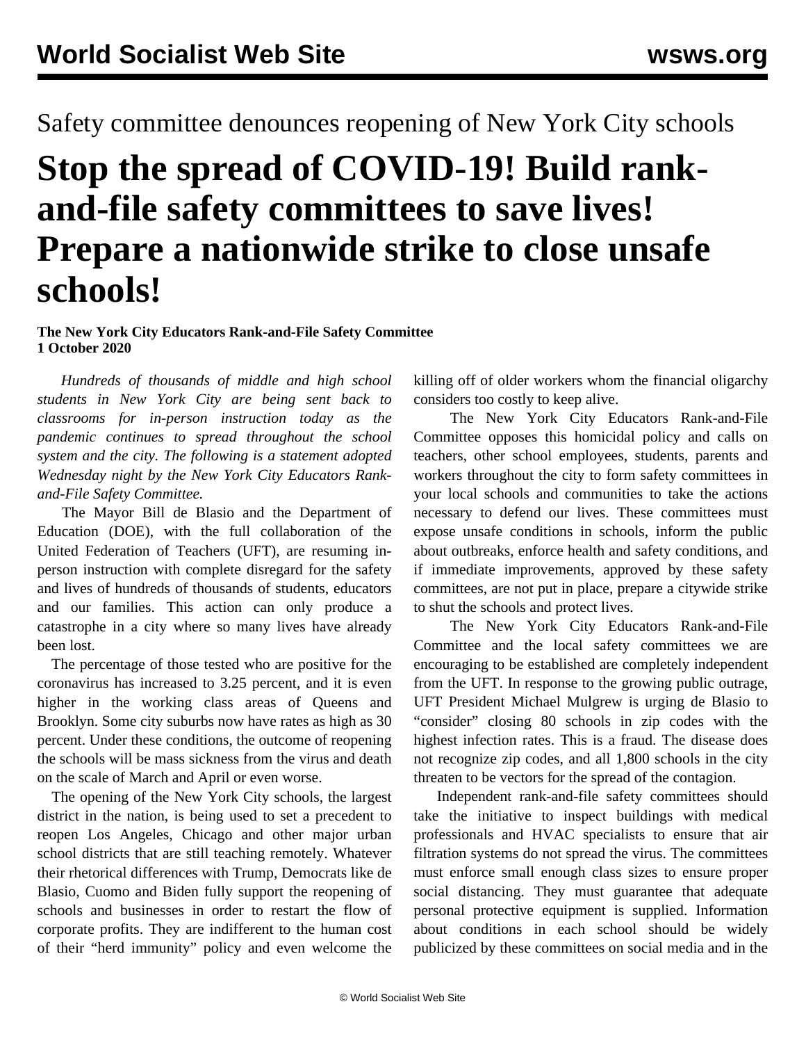Safety committee denounces reopening of New York City schools

# Stop the spread of COVID-19! Build rank-and-file safety committees to save lives! Prepare a nationwide strike to close unsafe schools!

**The New York City Educators Rank-and-File Safety Committee**
**1 October 2020**

*Hundreds of thousands of middle and high school students in New York City are being sent back to classrooms for in-person instruction today as the pandemic continues to spread throughout the school system and the city. The following is a statement adopted Wednesday night by the New York City Educators Rank-and-File Safety Committee.*

The Mayor Bill de Blasio and the Department of Education (DOE), with the full collaboration of the United Federation of Teachers (UFT), are resuming in-person instruction with complete disregard for the safety and lives of hundreds of thousands of students, educators and our families. This action can only produce a catastrophe in a city where so many lives have already been lost.

The percentage of those tested who are positive for the coronavirus has increased to 3.25 percent, and it is even higher in the working class areas of Queens and Brooklyn. Some city suburbs now have rates as high as 30 percent. Under these conditions, the outcome of reopening the schools will be mass sickness from the virus and death on the scale of March and April or even worse.

The opening of the New York City schools, the largest district in the nation, is being used to set a precedent to reopen Los Angeles, Chicago and other major urban school districts that are still teaching remotely. Whatever their rhetorical differences with Trump, Democrats like de Blasio, Cuomo and Biden fully support the reopening of schools and businesses in order to restart the flow of corporate profits. They are indifferent to the human cost of their "herd immunity" policy and even welcome the killing off of older workers whom the financial oligarchy considers too costly to keep alive.

The New York City Educators Rank-and-File Committee opposes this homicidal policy and calls on teachers, other school employees, students, parents and workers throughout the city to form safety committees in your local schools and communities to take the actions necessary to defend our lives. These committees must expose unsafe conditions in schools, inform the public about outbreaks, enforce health and safety conditions, and if immediate improvements, approved by these safety committees, are not put in place, prepare a citywide strike to shut the schools and protect lives.

The New York City Educators Rank-and-File Committee and the local safety committees we are encouraging to be established are completely independent from the UFT. In response to the growing public outrage, UFT President Michael Mulgrew is urging de Blasio to "consider" closing 80 schools in zip codes with the highest infection rates. This is a fraud. The disease does not recognize zip codes, and all 1,800 schools in the city threaten to be vectors for the spread of the contagion.

Independent rank-and-file safety committees should take the initiative to inspect buildings with medical professionals and HVAC specialists to ensure that air filtration systems do not spread the virus. The committees must enforce small enough class sizes to ensure proper social distancing. They must guarantee that adequate personal protective equipment is supplied. Information about conditions in each school should be widely publicized by these committees on social media and in the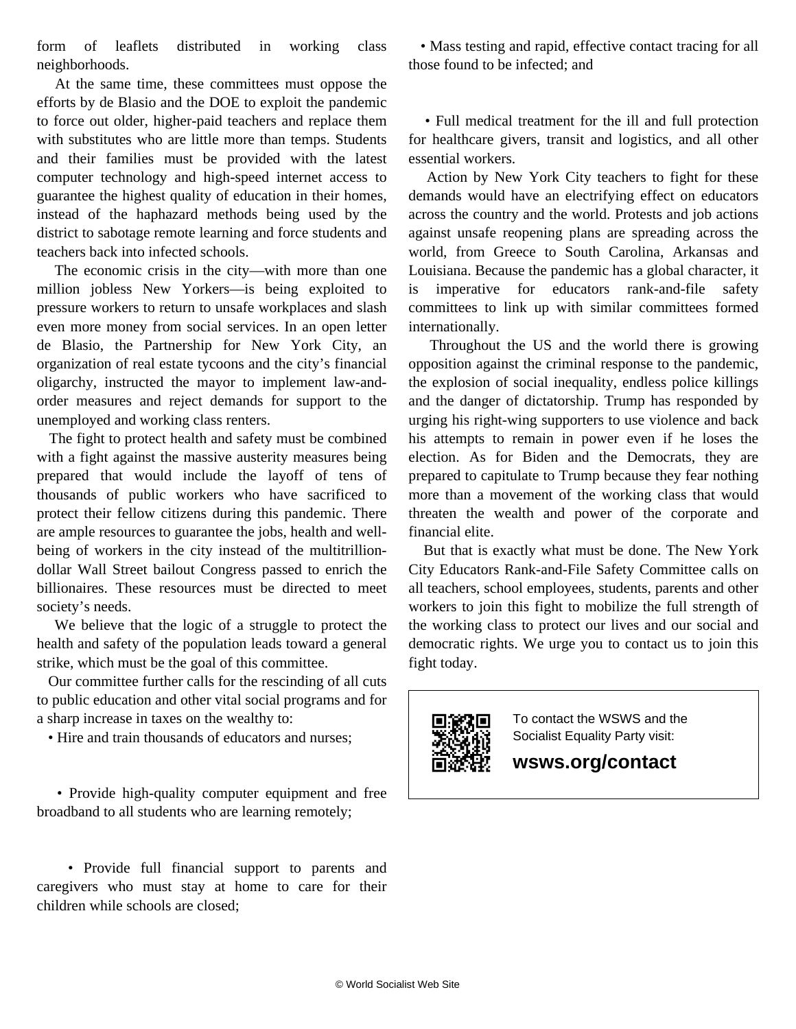form of leaflets distributed in working class neighborhoods.

At the same time, these committees must oppose the efforts by de Blasio and the DOE to exploit the pandemic to force out older, higher-paid teachers and replace them with substitutes who are little more than temps. Students and their families must be provided with the latest computer technology and high-speed internet access to guarantee the highest quality of education in their homes, instead of the haphazard methods being used by the district to sabotage remote learning and force students and teachers back into infected schools.

The economic crisis in the city—with more than one million jobless New Yorkers—is being exploited to pressure workers to return to unsafe workplaces and slash even more money from social services. In an open letter de Blasio, the Partnership for New York City, an organization of real estate tycoons and the city's financial oligarchy, instructed the mayor to implement law-and-order measures and reject demands for support to the unemployed and working class renters.

The fight to protect health and safety must be combined with a fight against the massive austerity measures being prepared that would include the layoff of tens of thousands of public workers who have sacrificed to protect their fellow citizens during this pandemic. There are ample resources to guarantee the jobs, health and well-being of workers in the city instead of the multitrillion-dollar Wall Street bailout Congress passed to enrich the billionaires. These resources must be directed to meet society's needs.

We believe that the logic of a struggle to protect the health and safety of the population leads toward a general strike, which must be the goal of this committee.

Our committee further calls for the rescinding of all cuts to public education and other vital social programs and for a sharp increase in taxes on the wealthy to:

- Hire and train thousands of educators and nurses;

- Provide high-quality computer equipment and free broadband to all students who are learning remotely;

- Provide full financial support to parents and caregivers who must stay at home to care for their children while schools are closed;

- Mass testing and rapid, effective contact tracing for all those found to be infected; and

- Full medical treatment for the ill and full protection for healthcare givers, transit and logistics, and all other essential workers.

Action by New York City teachers to fight for these demands would have an electrifying effect on educators across the country and the world. Protests and job actions against unsafe reopening plans are spreading across the world, from Greece to South Carolina, Arkansas and Louisiana. Because the pandemic has a global character, it is imperative for educators rank-and-file safety committees to link up with similar committees formed internationally.

Throughout the US and the world there is growing opposition against the criminal response to the pandemic, the explosion of social inequality, endless police killings and the danger of dictatorship. Trump has responded by urging his right-wing supporters to use violence and back his attempts to remain in power even if he loses the election. As for Biden and the Democrats, they are prepared to capitulate to Trump because they fear nothing more than a movement of the working class that would threaten the wealth and power of the corporate and financial elite.

But that is exactly what must be done. The New York City Educators Rank-and-File Safety Committee calls on all teachers, school employees, students, parents and other workers to join this fight to mobilize the full strength of the working class to protect our lives and our social and democratic rights. We urge you to contact us to join this fight today.

To contact the WSWS and the Socialist Equality Party visit:

**wsws.org/contact**